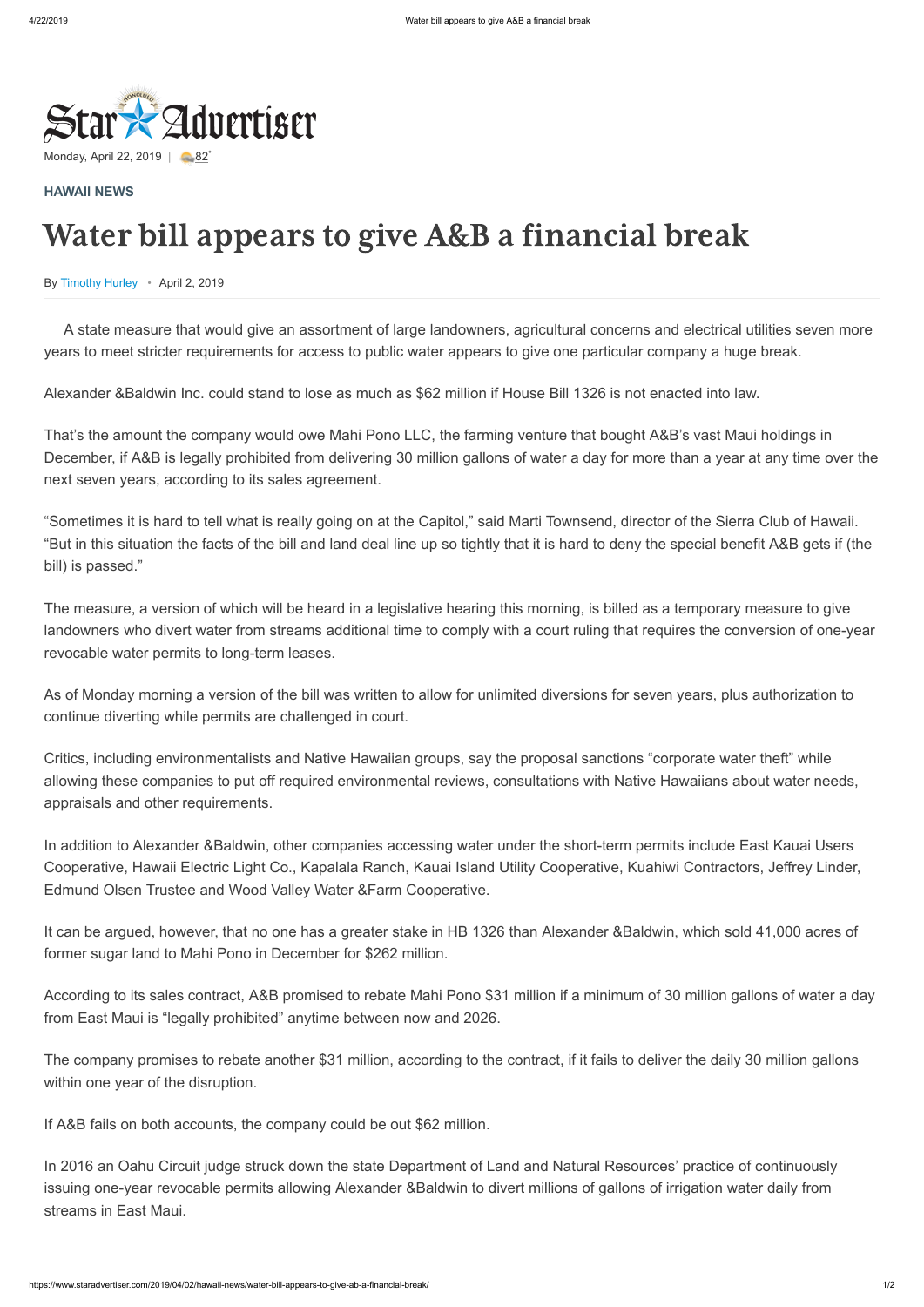Monday, April 22, 2019 | 82°

**HAWAII NEWS**

# Water bill appears to give A&B a financial break

By Timothy Hurley • April 2, 2019

A state measure that would give an assortment of large landowners, agricultural concerns and electrical utilities seven more years to meet stricter requirements for access to public water appears to give one particular company a huge break.

Alexander &Baldwin Inc. could stand to lose as much as $62 million if House Bill 1326 is not enacted into law.

That's the amount the company would owe Mahi Pono LLC, the farming venture that bought A&B's vast Maui holdings in December, if A&B is legally prohibited from delivering 30 million gallons of water a day for more than a year at any time over the next seven years, according to its sales agreement.

"Sometimes it is hard to tell what is really going on at the Capitol," said Marti Townsend, director of the Sierra Club of Hawaii. "But in this situation the facts of the bill and land deal line up so tightly that it is hard to deny the special benefit A&B gets if (the bill) is passed."

The measure, a version of which will be heard in a legislative hearing this morning, is billed as a temporary measure to give landowners who divert water from streams additional time to comply with a court ruling that requires the conversion of one-year revocable water permits to long-term leases.

As of Monday morning a version of the bill was written to allow for unlimited diversions for seven years, plus authorization to continue diverting while permits are challenged in court.

Critics, including environmentalists and Native Hawaiian groups, say the proposal sanctions "corporate water theft" while allowing these companies to put off required environmental reviews, consultations with Native Hawaiians about water needs, appraisals and other requirements.

In addition to Alexander &Baldwin, other companies accessing water under the short-term permits include East Kauai Users Cooperative, Hawaii Electric Light Co., Kapalala Ranch, Kauai Island Utility Cooperative, Kuahiwi Contractors, Jeffrey Linder, Edmund Olsen Trustee and Wood Valley Water &Farm Cooperative.

It can be argued, however, that no one has a greater stake in HB 1326 than Alexander &Baldwin, which sold 41,000 acres of former sugar land to Mahi Pono in December for $262 million.

According to its sales contract, A&B promised to rebate Mahi Pono $31 million if a minimum of 30 million gallons of water a day from East Maui is "legally prohibited" anytime between now and 2026.

The company promises to rebate another $31 million, according to the contract, if it fails to deliver the daily 30 million gallons within one year of the disruption.

If A&B fails on both accounts, the company could be out $62 million.

In 2016 an Oahu Circuit judge struck down the state Department of Land and Natural Resources' practice of continuously issuing one-year revocable permits allowing Alexander &Baldwin to divert millions of gallons of irrigation water daily from streams in East Maui.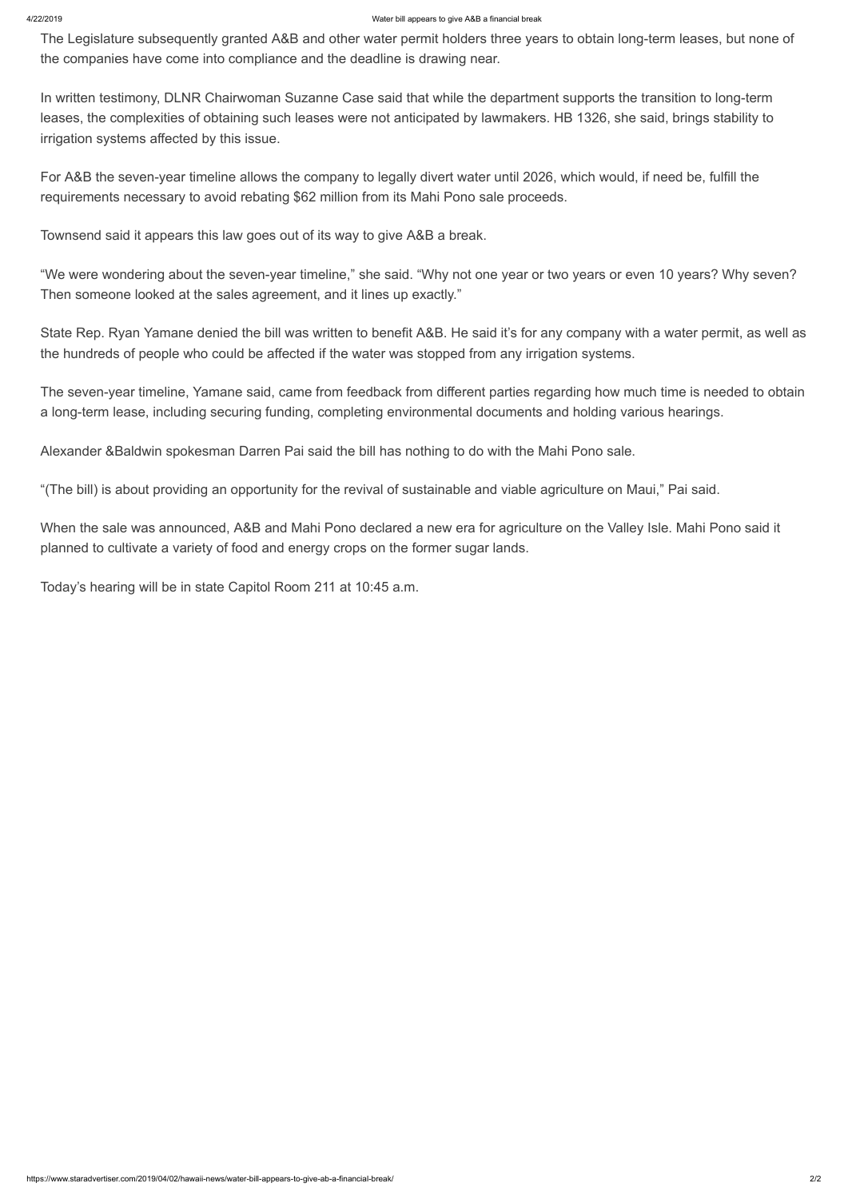The Legislature subsequently granted A&B and other water permit holders three years to obtain long-term leases, but none of the companies have come into compliance and the deadline is drawing near.

In written testimony, DLNR Chairwoman Suzanne Case said that while the department supports the transition to long-term leases, the complexities of obtaining such leases were not anticipated by lawmakers. HB 1326, she said, brings stability to irrigation systems affected by this issue.

For A&B the seven-year timeline allows the company to legally divert water until 2026, which would, if need be, fulfill the requirements necessary to avoid rebating $62 million from its Mahi Pono sale proceeds.

Townsend said it appears this law goes out of its way to give A&B a break.

"We were wondering about the seven-year timeline," she said. "Why not one year or two years or even 10 years? Why seven? Then someone looked at the sales agreement, and it lines up exactly."

State Rep. Ryan Yamane denied the bill was written to benefit A&B. He said it's for any company with a water permit, as well as the hundreds of people who could be affected if the water was stopped from any irrigation systems.

The seven-year timeline, Yamane said, came from feedback from different parties regarding how much time is needed to obtain a long-term lease, including securing funding, completing environmental documents and holding various hearings.

Alexander &Baldwin spokesman Darren Pai said the bill has nothing to do with the Mahi Pono sale.

"(The bill) is about providing an opportunity for the revival of sustainable and viable agriculture on Maui," Pai said.

When the sale was announced, A&B and Mahi Pono declared a new era for agriculture on the Valley Isle. Mahi Pono said it planned to cultivate a variety of food and energy crops on the former sugar lands.

Today's hearing will be in state Capitol Room 211 at 10:45 a.m.